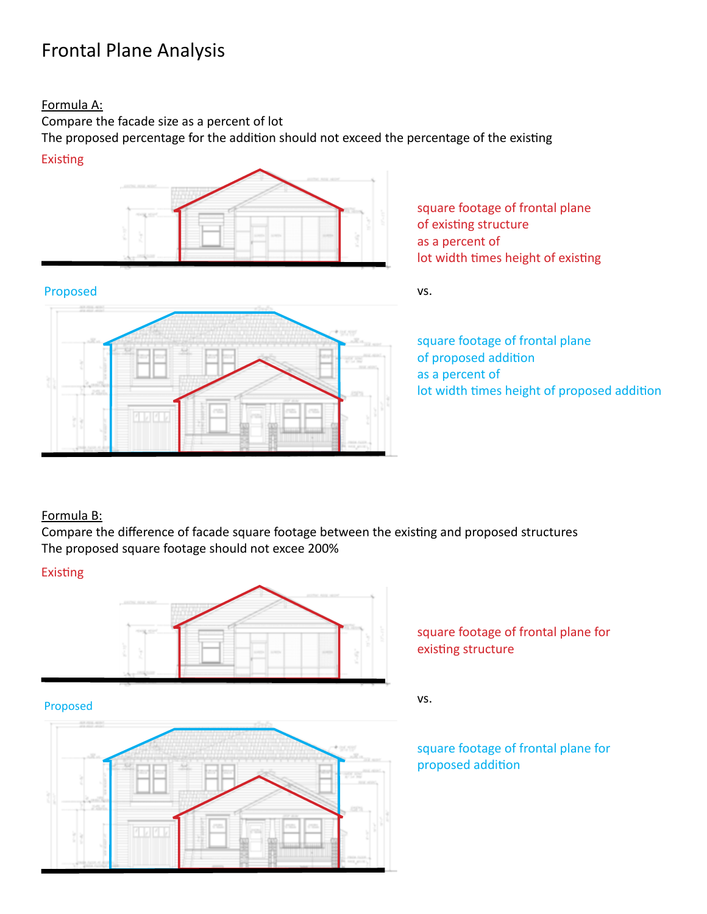# Frontal Plane Analysis

Formula A:

Compare the facade size as a percent of lot

The proposed percentage for the addition should not exceed the percentage of the existing

Existing

square footage of frontal plane of existing structure as a percent of lot width times height of existing

vs.

Proposed

square footage of frontal plane of proposed addition as a percent of lot width times height of proposed addition

Formula B:

Compare the difference of facade square footage between the existing and proposed structures

The proposed square footage should not excee 200%

Existing

square footage of frontal plane for existing structure

vs.

Proposed

square footage of frontal plane for proposed addition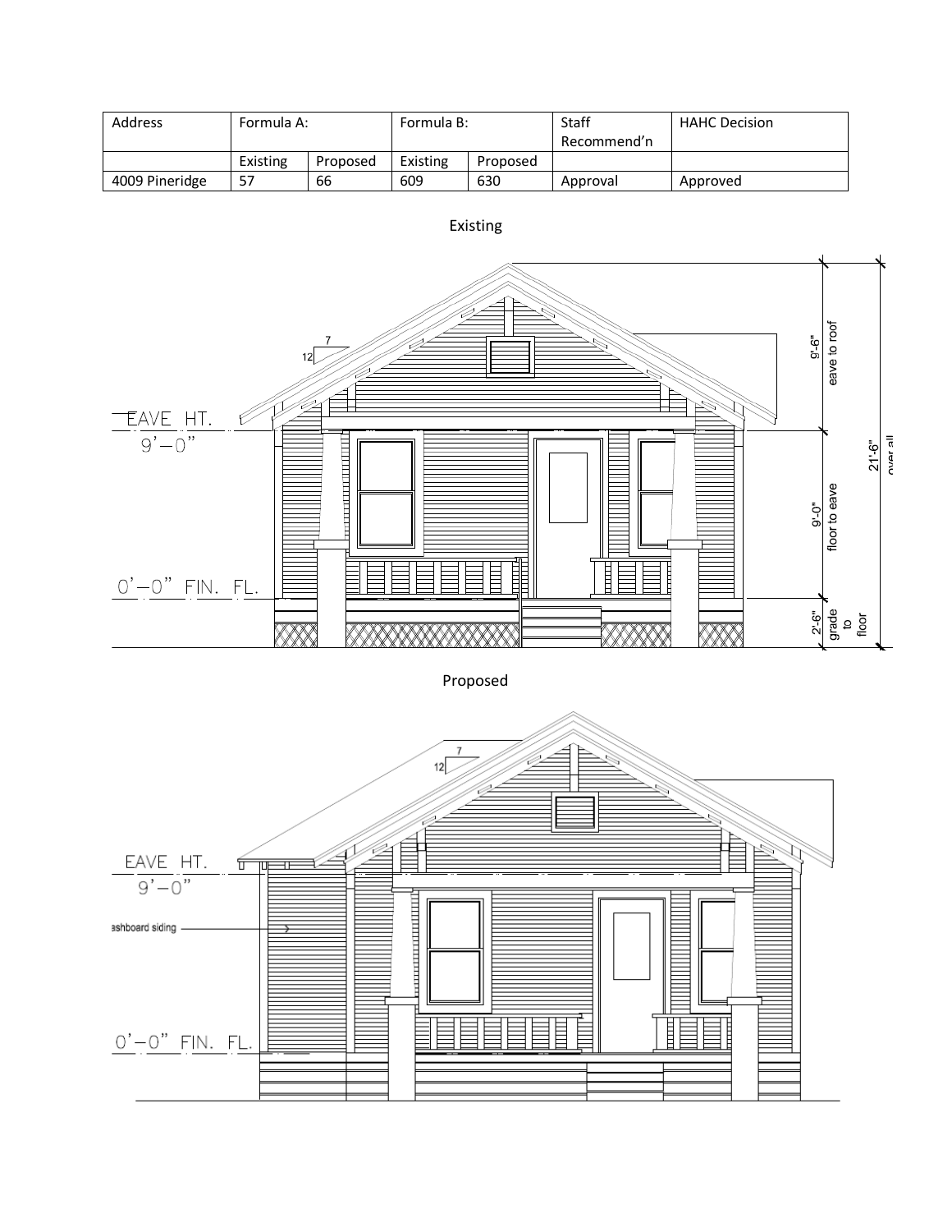| Address | Formula A: | | Formula B: | | Staff Recommend'n | HAHC Decision |
|---|---|---|---|---|---|---|
| | Existing | Proposed | Existing | Proposed | | |
| 4009 Pineridge | 57 | 66 | 609 | 630 | Approval | Approved |

Existing

EAVE HT. 9'–0"

0'–0" FIN. FL.

9'-6" eave to roof

9'-0" floor to eave

2'-6" grade to floor

21'-6" over all

Proposed

EAVE HT. 9'–0"

ashboard siding

0'–0" FIN. FL.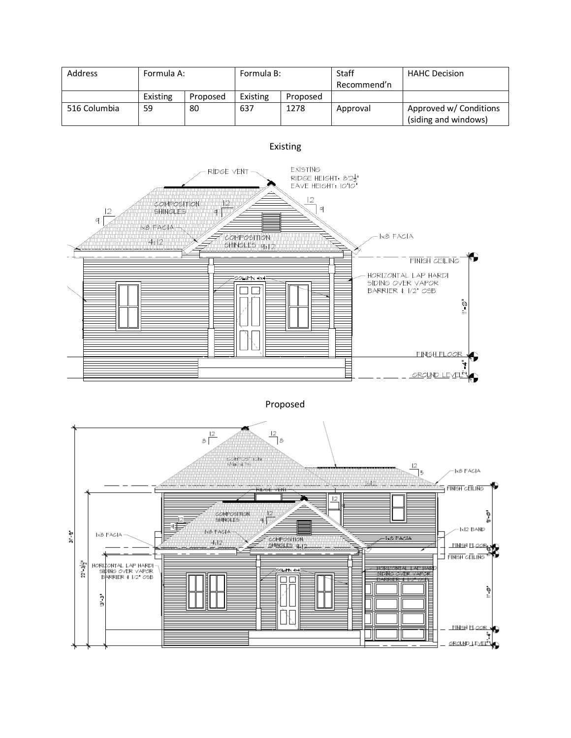| Address | Formula A: | | Formula B: | | Staff Recommend'n | HAHC Decision |
|---|---|---|---|---|---|---|
| | Existing | Proposed | Existing | Proposed | | |
| 516 Columbia | 59 | 80 | 637 | 1278 | Approval | Approved w/ Conditions (siding and windows) |

Existing

Proposed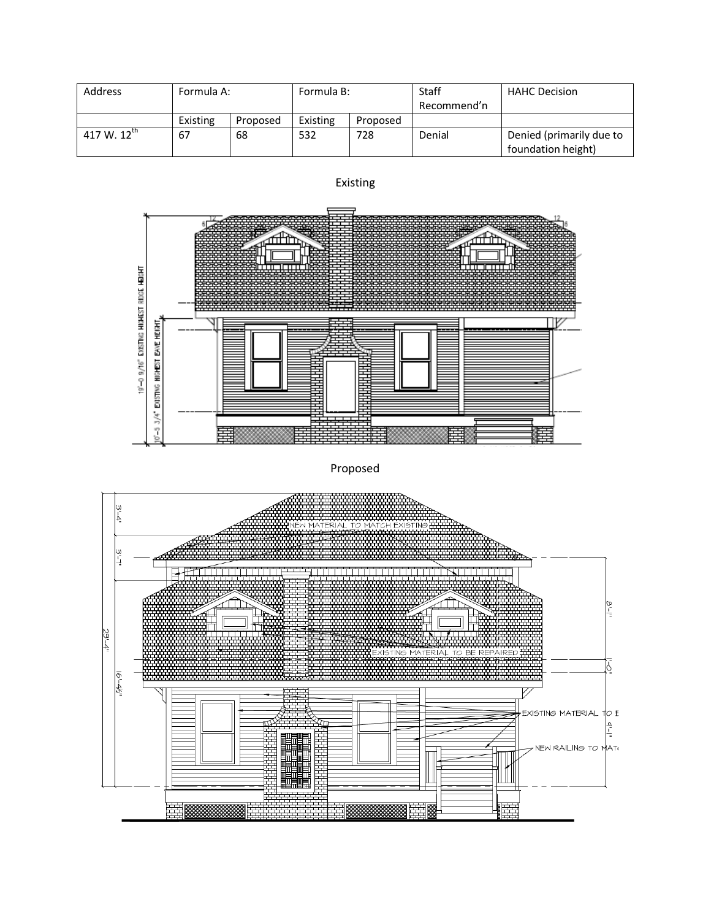| Address | Formula A: | | Formula B: | | Staff Recommend'n | HAHC Decision |
|---|---|---|---|---|---|---|
| | Existing | Proposed | Existing | Proposed | | |
| 417 W. 12th | 67 | 68 | 532 | 728 | Denial | Denied (primarily due to foundation height) |

Existing

19'-0 9/16" EXISTING HIGHEST RIDGE HEIGHT

10'-5 3/4" EXISTING HIGHEST EAVE HEIGHT

Proposed

3'-4"

3'-7"

23'-4"

16'-4½"

8'-1"

1'-0"

9'-1"

NEW MATERIAL TO MATCH EXISTING

EXISTING MATERIAL TO BE REPAIRED

EXISTING MATERIAL TO E

NEW RAILING TO MAT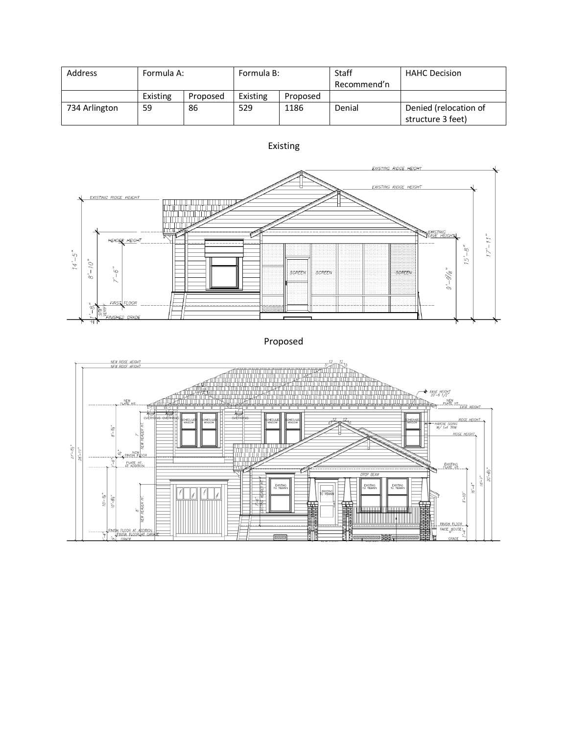| Address | Formula A: | | Formula B: | | Staff Recommend'n | HAHC Decision |
|---|---|---|---|---|---|---|
| | Existing | Proposed | Existing | Proposed | | |
| 734 Arlington | 59 | 86 | 529 | 1186 | Denial | Denied (relocation of structure 3 feet) |

Existing

Proposed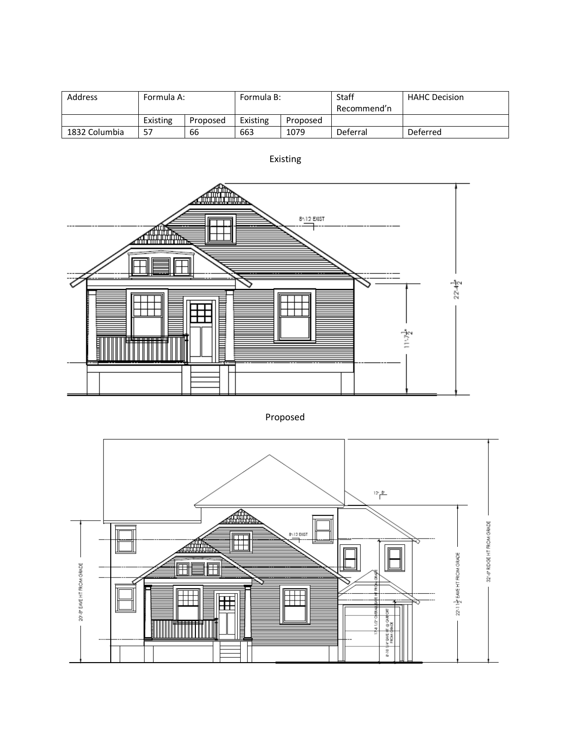| Address | Formula A: | | Formula B: | | Staff Recommend'n | HAHC Decision |
|---|---|---|---|---|---|---|
| | Existing | Proposed | Existing | Proposed | | |
| 1832 Columbia | 57 | 66 | 663 | 1079 | Deferral | Deferred |

Existing

8:12 EXIST

22'-4 1/2"

11'-7 1/2"

Proposed

12 8

8:12 EXIST

20'-8" EAVE HT FROM GRADE

17'-8 1/2" OVERALL EAVE HT FROM GRADE

8'-10 3/4" EAVE HT @ CARPORT FROM GRADE

22'-1 1/2" EAVE HT FROM GRADE

32'-6" RIDGE HT FROM GRADE